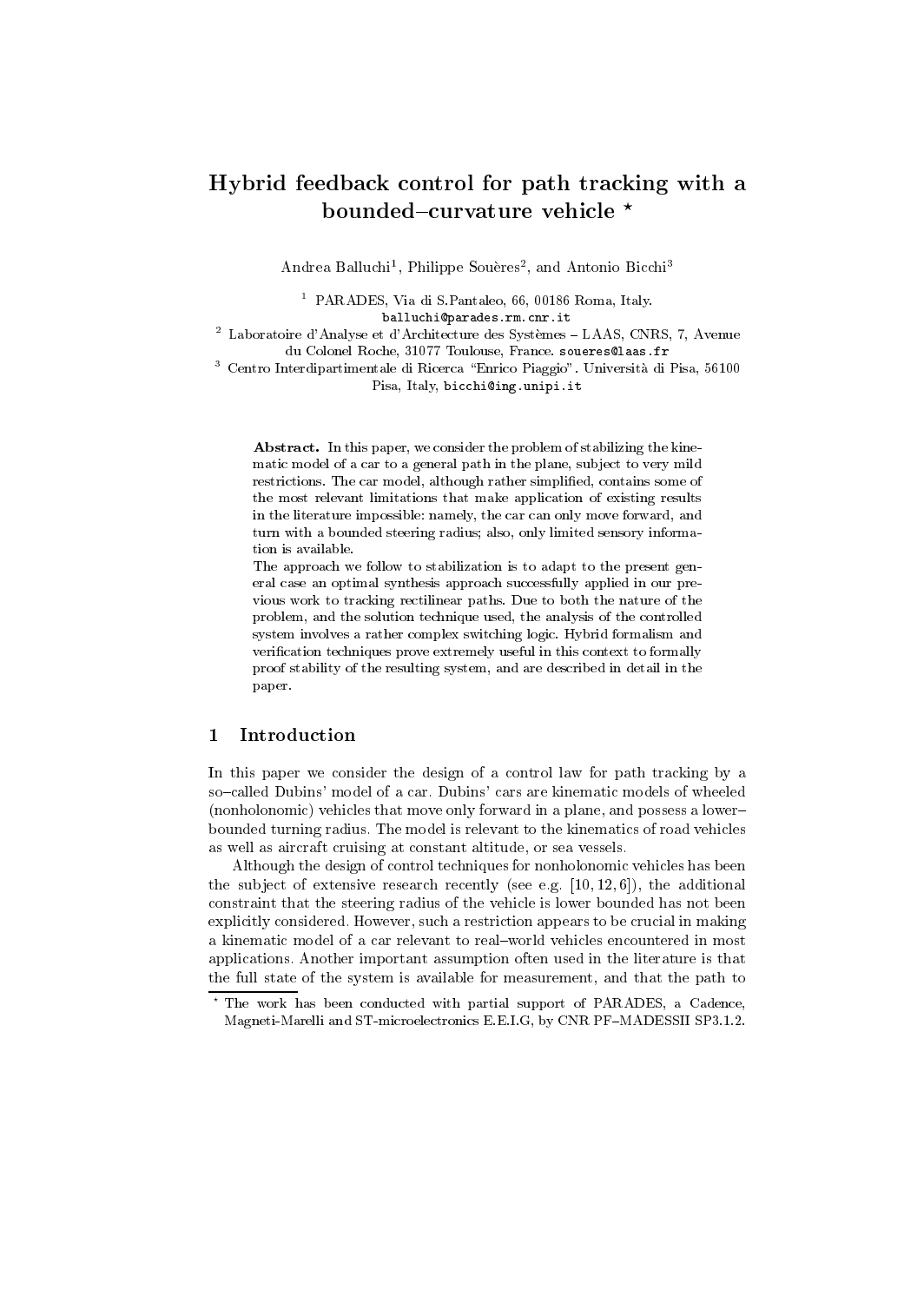# Hybrid feedback control for path tracking with a bounded–curvature vehicle *

Andrea Balluchi[1], Philippe Souères[2], and Antonio Bicchi[3]

[1] PARADES, Via di S.Pantaleo, 66, 00186 Roma, Italy. balluchi@parades.rm.cnr.it

[2] Laboratoire d'Analyse et d'Architecture des Systèmes – LAAS, CNRS, 7, Avenue du Colonel Roche, 31077 Toulouse, France. soueres@laas.fr

[3] Centro Interdipartimentale di Ricerca "Enrico Piaggio". Università di Pisa, 56100 Pisa, Italy, bicchi@ing.unipi.it

**Abstract.** In this paper, we consider the problem of stabilizing the kinematic model of a car to a general path in the plane, subject to very mild restrictions. The car model, although rather simplified, contains some of the most relevant limitations that make application of existing results in the literature impossible: namely, the car can only move forward, and turn with a bounded steering radius; also, only limited sensory information is available.

The approach we follow to stabilization is to adapt to the present general case an optimal synthesis approach successfully applied in our previous work to tracking rectilinear paths. Due to both the nature of the problem, and the solution technique used, the analysis of the controlled system involves a rather complex switching logic. Hybrid formalism and verification techniques prove extremely useful in this context to formally proof stability of the resulting system, and are described in detail in the paper.

## 1 Introduction

In this paper we consider the design of a control law for path tracking by a so–called Dubins' model of a car. Dubins' cars are kinematic models of wheeled (nonholonomic) vehicles that move only forward in a plane, and possess a lower–bounded turning radius. The model is relevant to the kinematics of road vehicles as well as aircraft cruising at constant altitude, or sea vessels.

Although the design of control techniques for nonholonomic vehicles has been the subject of extensive research recently (see e.g. [10, 12, 6]), the additional constraint that the steering radius of the vehicle is lower bounded has not been explicitly considered. However, such a restriction appears to be crucial in making a kinematic model of a car relevant to real–world vehicles encountered in most applications. Another important assumption often used in the literature is that the full state of the system is available for measurement, and that the path to

* The work has been conducted with partial support of PARADES, a Cadence, Magneti-Marelli and ST-microelectronics E.E.I.G, by CNR PF–MADESSII SP3.1.2.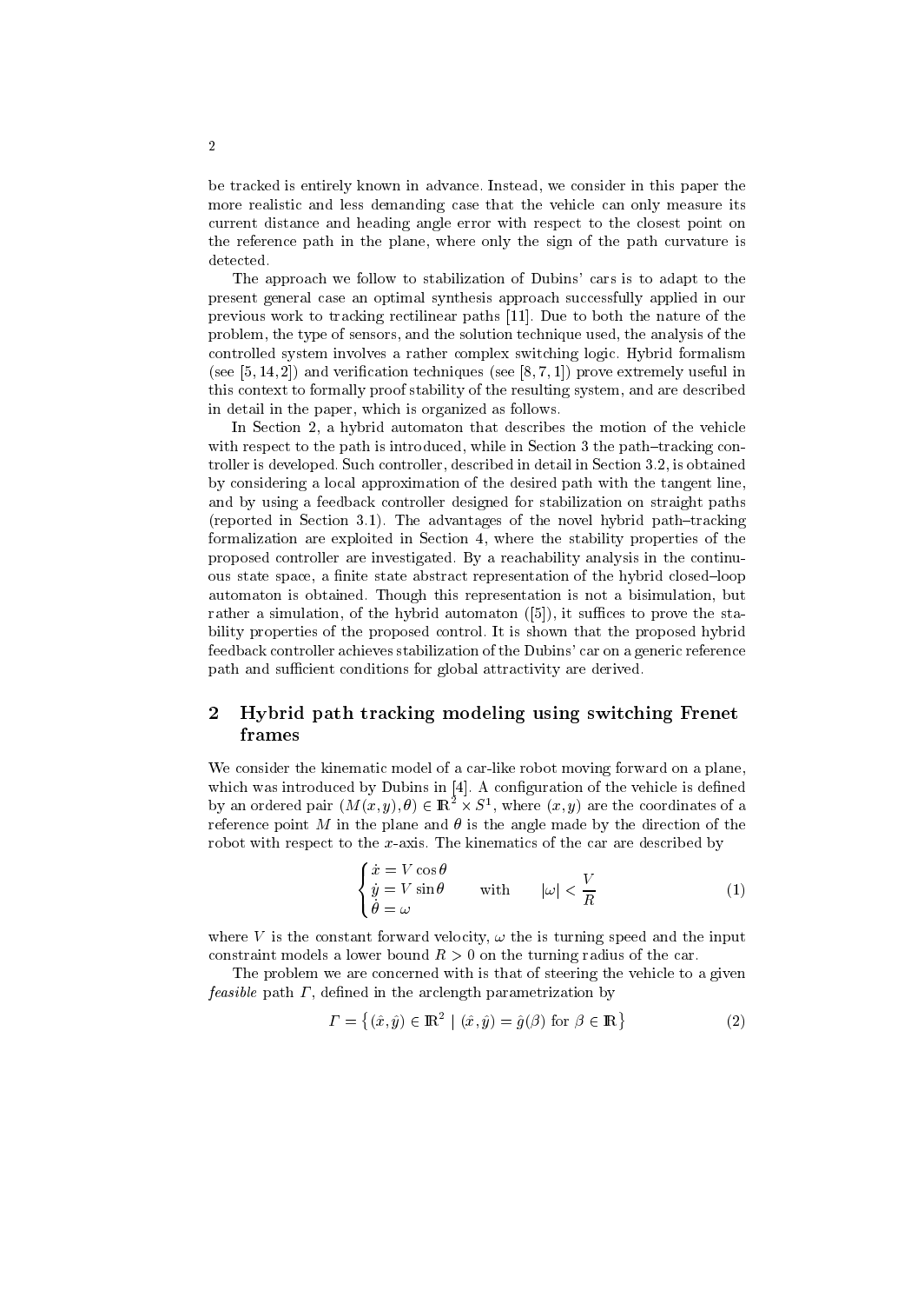be tracked is entirely known in advance. Instead, we consider in this paper the more realistic and less demanding case that the vehicle can only measure its current distance and heading angle error with respect to the closest point on the reference path in the plane, where only the sign of the path curvature is detected.

The approach we follow to stabilization of Dubins' cars is to adapt to the present general case an optimal synthesis approach successfully applied in our previous work to tracking rectilinear paths [11]. Due to both the nature of the problem, the type of sensors, and the solution technique used, the analysis of the controlled system involves a rather complex switching logic. Hybrid formalism (see [5, 14, 2]) and verification techniques (see [8, 7, 1]) prove extremely useful in this context to formally proof stability of the resulting system, and are described in detail in the paper, which is organized as follows.

In Section 2, a hybrid automaton that describes the motion of the vehicle with respect to the path is introduced, while in Section 3 the path–tracking controller is developed. Such controller, described in detail in Section 3.2, is obtained by considering a local approximation of the desired path with the tangent line, and by using a feedback controller designed for stabilization on straight paths (reported in Section 3.1). The advantages of the novel hybrid path–tracking formalization are exploited in Section 4, where the stability properties of the proposed controller are investigated. By a reachability analysis in the continuous state space, a finite state abstract representation of the hybrid closed–loop automaton is obtained. Though this representation is not a bisimulation, but rather a simulation, of the hybrid automaton ([5]), it suffices to prove the stability properties of the proposed control. It is shown that the proposed hybrid feedback controller achieves stabilization of the Dubins' car on a generic reference path and sufficient conditions for global attractivity are derived.

## 2 Hybrid path tracking modeling using switching Frenet frames

We consider the kinematic model of a car-like robot moving forward on a plane, which was introduced by Dubins in [4]. A configuration of the vehicle is defined by an ordered pair $(M(x, y), \theta) \in \mathbb{R}^2 \times S^1$, where $(x, y)$ are the coordinates of a reference point $M$ in the plane and $\theta$ is the angle made by the direction of the robot with respect to the $x$-axis. The kinematics of the car are described by

$$\begin{cases} \dot{x} = V \cos\theta \\ \dot{y} = V \sin\theta \\ \dot{\theta} = \omega \end{cases} \qquad \text{with} \qquad |\omega| < \frac{V}{R} \tag{1}$$

where $V$ is the constant forward velocity, $\omega$ the is turning speed and the input constraint models a lower bound $R > 0$ on the turning radius of the car.

The problem we are concerned with is that of steering the vehicle to a given *feasible* path $\Gamma$, defined in the arclength parametrization by

$$\Gamma = \left\{ (\hat{x}, \hat{y}) \in \mathbb{R}^2 \mid (\hat{x}, \hat{y}) = \hat{g}(\beta) \text{ for } \beta \in \mathbb{R} \right\} \tag{2}$$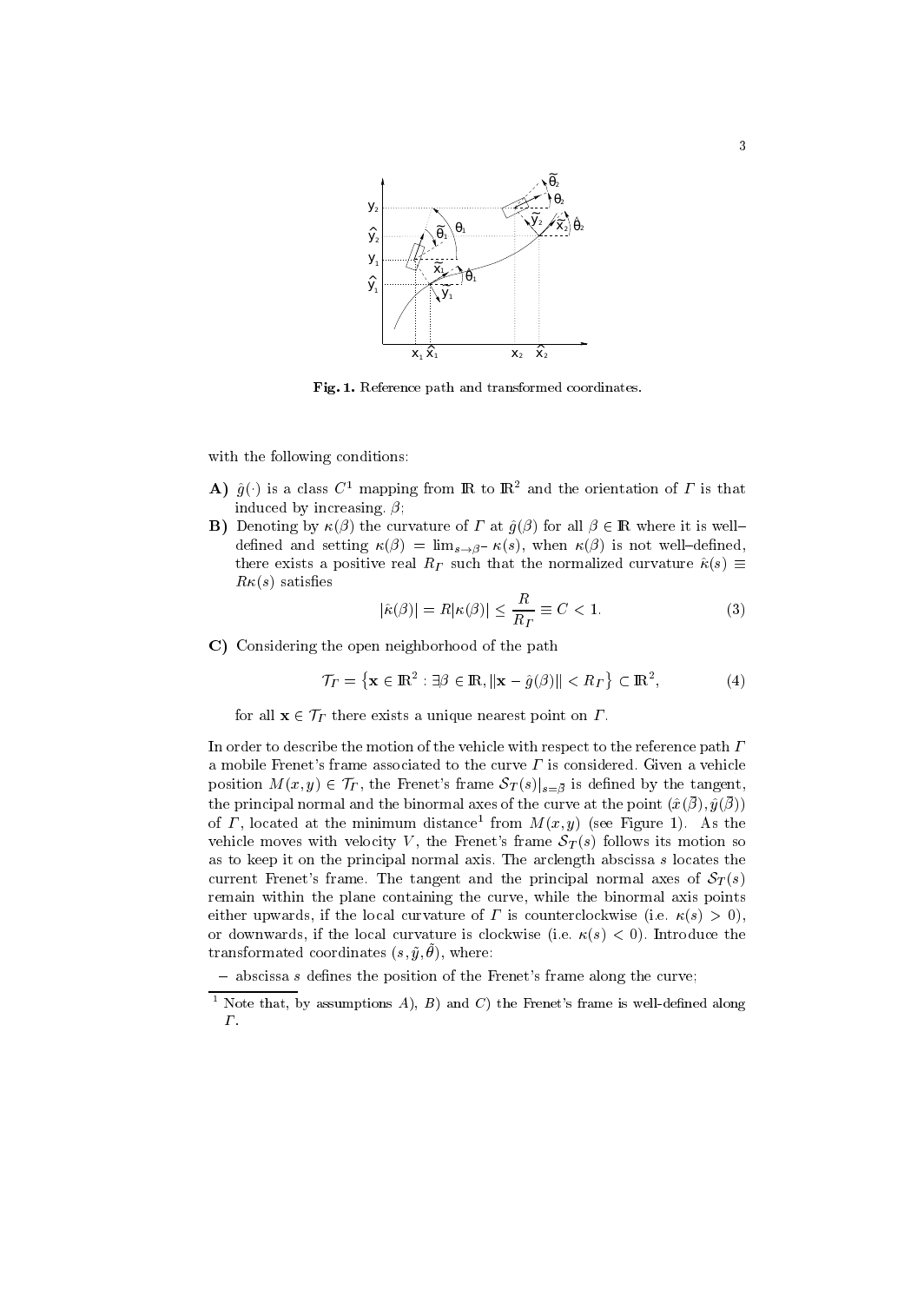Fig. 1. Reference path and transformed coordinates.

with the following conditions:

**A)** $\hat{g}(\cdot)$ is a class $C^1$ mapping from $\mathbb{R}$ to $\mathbb{R}^2$ and the orientation of $\Gamma$ is that induced by increasing. $\beta$;

**B)** Denoting by $\kappa(\beta)$ the curvature of $\Gamma$ at $\hat{g}(\beta)$ for all $\beta \in \mathbb{R}$ where it is well–defined and setting $\kappa(\beta) = \lim_{s \to \beta^-} \kappa(s)$, when $\kappa(\beta)$ is not well–defined, there exists a positive real $R_\Gamma$ such that the normalized curvature $\hat{\kappa}(s) \equiv R\kappa(s)$ satisfies

$$|\hat{\kappa}(\beta)| = R|\kappa(\beta)| \leq \frac{R}{R_\Gamma} \equiv C < 1. \tag{3}$$

**C)** Considering the open neighborhood of the path

$$\mathcal{T}_\Gamma = \left\{ \mathbf{x} \in \mathbb{R}^2 : \exists \beta \in \mathbb{R}, \|\mathbf{x} - \hat{g}(\beta)\| < R_\Gamma \right\} \subset \mathbb{R}^2, \tag{4}$$

for all $\mathbf{x} \in \mathcal{T}_\Gamma$ there exists a unique nearest point on $\Gamma$.

In order to describe the motion of the vehicle with respect to the reference path $\Gamma$ a mobile Frenet's frame associated to the curve $\Gamma$ is considered. Given a vehicle position $M(x,y) \in \mathcal{T}_\Gamma$, the Frenet's frame $\mathcal{S}_T(s)|_{s=\bar{\beta}}$ is defined by the tangent, the principal normal and the binormal axes of the curve at the point $(\hat{x}(\bar{\beta}), \hat{y}(\bar{\beta}))$ of $\Gamma$, located at the minimum distance[1] from $M(x,y)$ (see Figure 1). As the vehicle moves with velocity $V$, the Frenet's frame $\mathcal{S}_T(s)$ follows its motion so as to keep it on the principal normal axis. The arclength abscissa $s$ locates the current Frenet's frame. The tangent and the principal normal axes of $\mathcal{S}_T(s)$ remain within the plane containing the curve, while the binormal axis points either upwards, if the local curvature of $\Gamma$ is counterclockwise (i.e. $\kappa(s) > 0$), or downwards, if the local curvature is clockwise (i.e. $\kappa(s) < 0$). Introduce the transformated coordinates $(s, \tilde{y}, \tilde{\theta})$, where:

- abscissa $s$ defines the position of the Frenet's frame along the curve;

[1] Note that, by assumptions $A$), $B$) and $C$) the Frenet's frame is well-defined along $\Gamma$.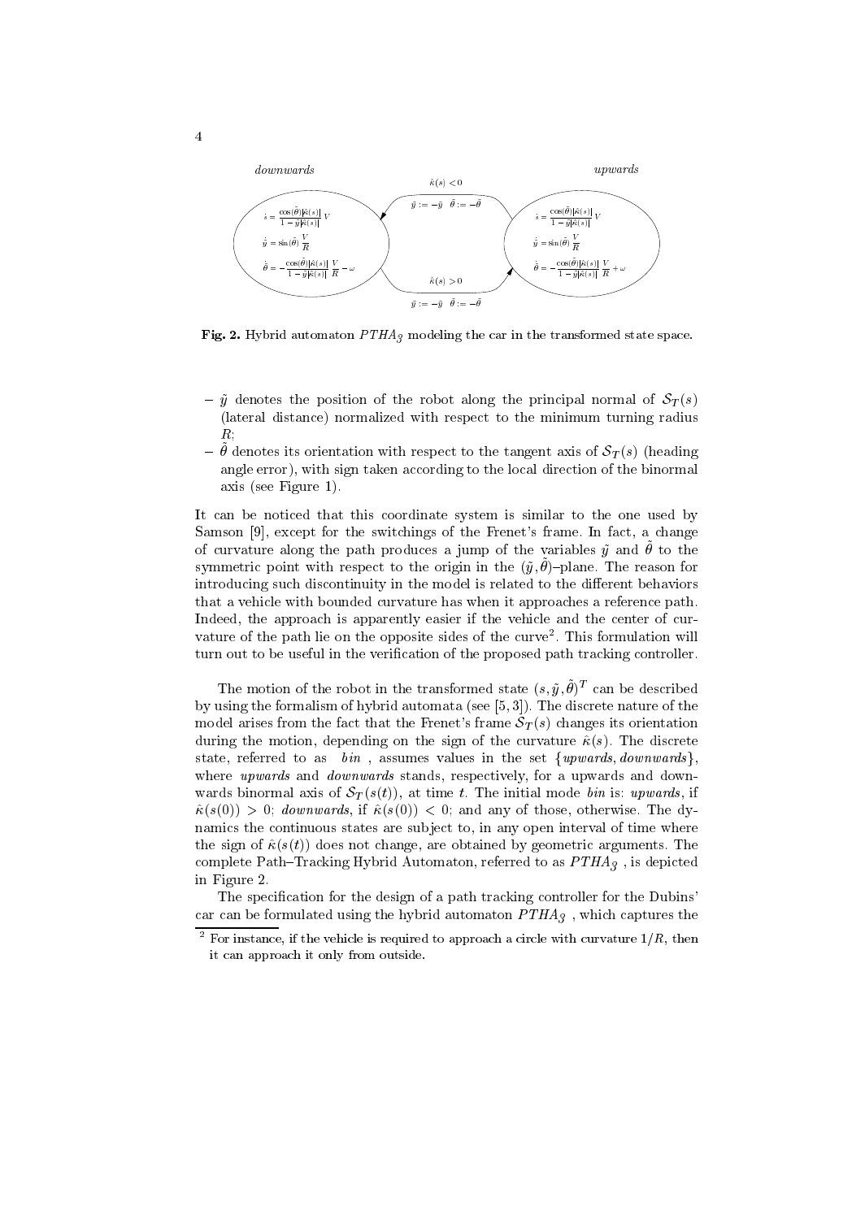*downwards* *upwards*

$\hat{\kappa}(s) < 0$

$\tilde{y} := -\tilde{y} \quad \tilde{\theta} := -\tilde{\theta}$

$$\dot{s} = \frac{\cos(\tilde{\theta})|\hat{\kappa}(s)|}{1 - \tilde{y}|\hat{\kappa}(s)|} V$$

$$\dot{\tilde{y}} = \sin(\tilde{\theta}) \frac{V}{R}$$

$$\dot{\tilde{\theta}} = -\frac{\cos(\tilde{\theta})|\hat{\kappa}(s)|}{1 - \tilde{y}|\hat{\kappa}(s)|} \frac{V}{R} - \omega$$

$$\dot{s} = \frac{\cos(\tilde{\theta})|\hat{\kappa}(s)|}{1 - \tilde{y}|\hat{\kappa}(s)|} V$$

$$\dot{\tilde{y}} = \sin(\tilde{\theta}) \frac{V}{R}$$

$$\dot{\tilde{\theta}} = -\frac{\cos(\tilde{\theta})|\hat{\kappa}(s)|}{1 - \tilde{y}|\hat{\kappa}(s)|} \frac{V}{R} + \omega$$

$\hat{\kappa}(s) > 0$

$\tilde{y} := -\tilde{y} \quad \tilde{\theta} := -\tilde{\theta}$

**Fig. 2.** Hybrid automaton $PTHA_{\mathcal{G}}$ modeling the car in the transformed state space.

- $\tilde{y}$ denotes the position of the robot along the principal normal of $\mathcal{S}_T(s)$ (lateral distance) normalized with respect to the minimum turning radius $R$;
- $\tilde{\theta}$ denotes its orientation with respect to the tangent axis of $\mathcal{S}_T(s)$ (heading angle error), with sign taken according to the local direction of the binormal axis (see Figure 1).

It can be noticed that this coordinate system is similar to the one used by Samson [9], except for the switchings of the Frenet's frame. In fact, a change of curvature along the path produces a jump of the variables $\tilde{y}$ and $\tilde{\theta}$ to the symmetric point with respect to the origin in the $(\tilde{y}, \tilde{\theta})$–plane. The reason for introducing such discontinuity in the model is related to the different behaviors that a vehicle with bounded curvature has when it approaches a reference path. Indeed, the approach is apparently easier if the vehicle and the center of curvature of the path lie on the opposite sides of the curve[2]. This formulation will turn out to be useful in the verification of the proposed path tracking controller.

The motion of the robot in the transformed state $(s, \tilde{y}, \tilde{\theta})^T$ can be described by using the formalism of hybrid automata (see [5, 3]). The discrete nature of the model arises from the fact that the Frenet's frame $\mathcal{S}_T(s)$ changes its orientation during the motion, depending on the sign of the curvature $\hat{\kappa}(s)$. The discrete state, referred to as *bin* , assumes values in the set $\{upwards, downwards\}$, where *upwards* and *downwards* stands, respectively, for a upwards and downwards binormal axis of $\mathcal{S}_T(s(t))$, at time $t$. The initial mode *bin* is: *upwards*, if $\hat{\kappa}(s(0)) > 0$; *downwards*, if $\hat{\kappa}(s(0)) < 0$; and any of those, otherwise. The dynamics the continuous states are subject to, in any open interval of time where the sign of $\hat{\kappa}(s(t))$ does not change, are obtained by geometric arguments. The complete Path–Tracking Hybrid Automaton, referred to as $PTHA_{\mathcal{G}}$ , is depicted in Figure 2.

The specification for the design of a path tracking controller for the Dubins' car can be formulated using the hybrid automaton $PTHA_{\mathcal{G}}$ , which captures the

[2] For instance, if the vehicle is required to approach a circle with curvature $1/R$, then it can approach it only from outside.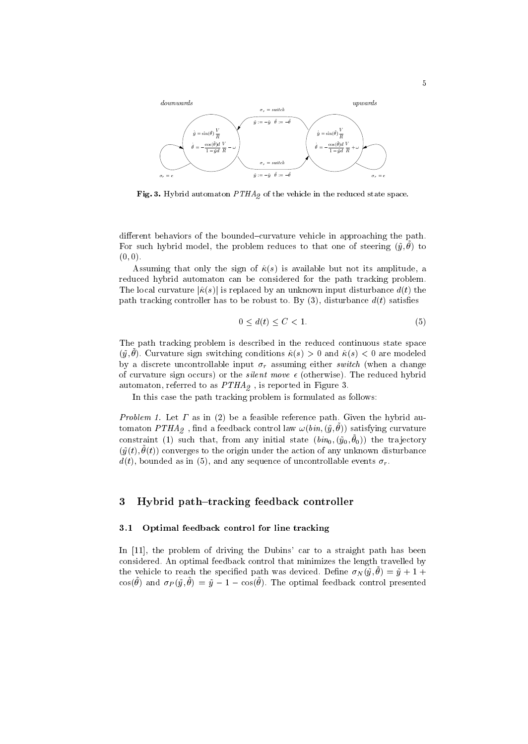**Fig. 3.** Hybrid automaton $PTHA_2$ of the vehicle in the reduced state space.

different behaviors of the bounded–curvature vehicle in approaching the path. For such hybrid model, the problem reduces to that one of steering $(\tilde{y}, \tilde{\theta})$ to $(0, 0)$.

Assuming that only the sign of $\hat{\kappa}(s)$ is available but not its amplitude, a reduced hybrid automaton can be considered for the path tracking problem. The local curvature $|\hat{\kappa}(s)|$ is replaced by an unknown input disturbance $d(t)$ the path tracking controller has to be robust to. By (3), disturbance $d(t)$ satisfies

$$0 \leq d(t) \leq C < 1. \tag{5}$$

The path tracking problem is described in the reduced continuous state space $(\tilde{y}, \tilde{\theta})$. Curvature sign switching conditions $\hat{\kappa}(s) > 0$ and $\hat{\kappa}(s) < 0$ are modeled by a discrete uncontrollable input $\sigma_r$ assuming either *switch* (when a change of curvature sign occurs) or the *silent move* $\epsilon$ (otherwise). The reduced hybrid automaton, referred to as $PTHA_2$ , is reported in Figure 3.

In this case the path tracking problem is formulated as follows:

*Problem 1.* Let $\Gamma$ as in (2) be a feasible reference path. Given the hybrid automaton $PTHA_2$ , find a feedback control law $\omega(bin, (\tilde{y}, \tilde{\theta}))$ satisfying curvature constraint (1) such that, from any initial state $(bin_0, (\tilde{y}_0, \tilde{\theta}_0))$ the trajectory $(\tilde{y}(t), \tilde{\theta}(t))$ converges to the origin under the action of any unknown disturbance $d(t)$, bounded as in (5), and any sequence of uncontrollable events $\sigma_r$.

## 3 Hybrid path–tracking feedback controller

### 3.1 Optimal feedback control for line tracking

In [11], the problem of driving the Dubins' car to a straight path has been considered. An optimal feedback control that minimizes the length travelled by the vehicle to reach the specified path was deviced. Define $\sigma_N(\tilde{y}, \tilde{\theta}) = \tilde{y} + 1 + \cos(\tilde{\theta})$ and $\sigma_P(\tilde{y}, \tilde{\theta}) = \tilde{y} - 1 - \cos(\tilde{\theta})$. The optimal feedback control presented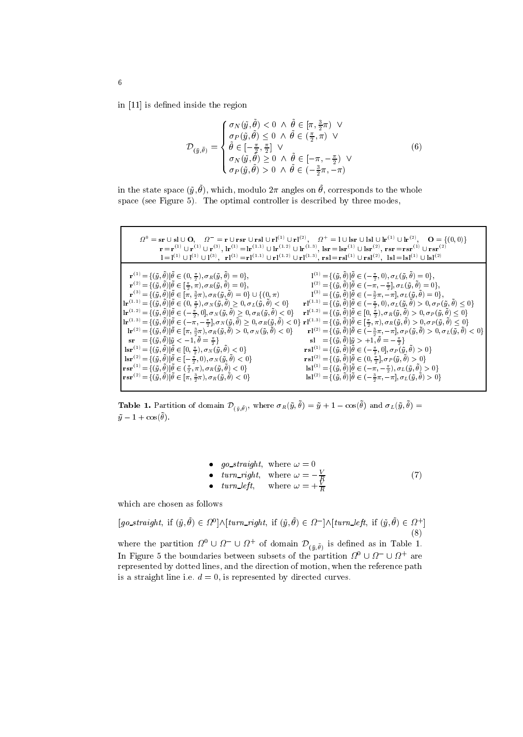in [11] is defined inside the region

$$
\mathcal{D}_{(\tilde{y},\tilde{\theta})} = \begin{cases} \sigma_N(\tilde{y},\tilde{\theta}) < 0 \ \wedge \ \tilde{\theta} \in [\pi, \frac{3}{2}\pi) \ \vee \\ \sigma_P(\tilde{y},\tilde{\theta}) \leq 0 \ \wedge \ \tilde{\theta} \in (\frac{\pi}{2}, \pi) \ \vee \\ \tilde{\theta} \in [-\frac{\pi}{2}, \frac{\pi}{2}] \ \vee \\ \sigma_N(\tilde{y},\tilde{\theta}) \geq 0 \ \wedge \ \tilde{\theta} \in [-\pi, -\frac{\pi}{2}) \ \vee \\ \sigma_P(\tilde{y},\tilde{\theta}) > 0 \ \wedge \ \tilde{\theta} \in (-\frac{3}{2}\pi, -\pi) \end{cases} \tag{6}
$$

in the state space $(\tilde{y},\tilde{\theta})$, which, modulo $2\pi$ angles on $\tilde{\theta}$, corresponds to the whole space (see Figure 5). The optimal controller is described by three modes,

| | |
|---|---|
| $\Omega^0 = \mathbf{sr} \cup \mathbf{sl} \cup \mathbf{O}$, $\quad \Omega^- = \mathbf{r} \cup \mathbf{rsr} \cup \mathbf{rsl} \cup \mathbf{rl}^{(1)} \cup \mathbf{rl}^{(2)}$, $\quad \Omega^+ = \mathbf{l} \cup \mathbf{lsr} \cup \mathbf{lsl} \cup \mathbf{lr}^{(1)} \cup \mathbf{lr}^{(2)}$, $\quad \mathbf{O} = \{(0,0)\}$ | |
| $\mathbf{r} = \mathbf{r}^{(1)} \cup \mathbf{r}^{(1)} \cup \mathbf{r}^{(3)}$, $\mathbf{lr}^{(1)} = \mathbf{lr}^{(1.1)} \cup \mathbf{lr}^{(1.2)} \cup \mathbf{lr}^{(1.3)}$, $\mathbf{lsr} = \mathbf{lsr}^{(1)} \cup \mathbf{lsr}^{(2)}$, $\mathbf{rsr} = \mathbf{rsr}^{(1)} \cup \mathbf{rsr}^{(2)}$ | |
| $\mathbf{l} = \mathbf{l}^{(1)} \cup \mathbf{l}^{(1)} \cup \mathbf{l}^{(3)}$, $\mathbf{rl}^{(1)} = \mathbf{rl}^{(1.1)} \cup \mathbf{rl}^{(1.2)} \cup \mathbf{rl}^{(1.3)}$, $\mathbf{rsl} = \mathbf{rsl}^{(1)} \cup \mathbf{rsl}^{(2)}$, $\mathbf{lsl} = \mathbf{lsl}^{(1)} \cup \mathbf{lsl}^{(2)}$ | |
| $\mathbf{r}^{(1)} = \{(\tilde{y},\tilde{\theta}) \mid \tilde{\theta} \in (0, \frac{\pi}{2}), \sigma_R(\tilde{y},\tilde{\theta}) = 0\}$, | $\mathbf{l}^{(1)} = \{(\tilde{y},\tilde{\theta}) \mid \tilde{\theta} \in (-\frac{\pi}{2}, 0), \sigma_L(\tilde{y},\tilde{\theta}) = 0\}$, |
| $\mathbf{r}^{(2)} = \{(\tilde{y},\tilde{\theta}) \mid \tilde{\theta} \in [\frac{\pi}{2}, \pi), \sigma_R(\tilde{y},\tilde{\theta}) = 0\}$, | $\mathbf{l}^{(2)} = \{(\tilde{y},\tilde{\theta}) \mid \tilde{\theta} \in (-\pi, -\frac{\pi}{2}], \sigma_L(\tilde{y},\tilde{\theta}) = 0\}$, |
| $\mathbf{r}^{(3)} = \{(\tilde{y},\tilde{\theta}) \mid \tilde{\theta} \in [\pi, \frac{3}{2}\pi), \sigma_R(\tilde{y},\tilde{\theta}) = 0\} \cup \{(0, \pi)\}$ | $\mathbf{l}^{(3)} = \{(\tilde{y},\tilde{\theta}) \mid \tilde{\theta} \in (-\frac{3}{2}\pi, -\pi], \sigma_L(\tilde{y},\tilde{\theta}) = 0\}$, |
| $\mathbf{lr}^{(1.1)} = \{(\tilde{y},\tilde{\theta}) \mid \tilde{\theta} \in (0, \frac{\pi}{2}), \sigma_N(\tilde{y},\tilde{\theta}) \geq 0, \sigma_L(\tilde{y},\tilde{\theta}) < 0\}$ | $\mathbf{rl}^{(1.1)} = \{(\tilde{y},\tilde{\theta}) \mid \tilde{\theta} \in (-\frac{\pi}{2}, 0), \sigma_L(\tilde{y},\tilde{\theta}) > 0, \sigma_P(\tilde{y},\tilde{\theta}) \leq 0\}$ |
| $\mathbf{lr}^{(1.2)} = \{(\tilde{y},\tilde{\theta}) \mid \tilde{\theta} \in (-\frac{\pi}{2}, 0], \sigma_N(\tilde{y},\tilde{\theta}) \geq 0, \sigma_R(\tilde{y},\tilde{\theta}) < 0\}$ | $\mathbf{rl}^{(1.2)} = \{(\tilde{y},\tilde{\theta}) \mid \tilde{\theta} \in [0, \frac{\pi}{2}), \sigma_R(\tilde{y},\tilde{\theta}) > 0, \sigma_P(\tilde{y},\tilde{\theta}) \leq 0\}$ |
| $\mathbf{lr}^{(1.3)} = \{(\tilde{y},\tilde{\theta}) \mid \tilde{\theta} \in (-\pi, -\frac{\pi}{2}], \sigma_N(\tilde{y},\tilde{\theta}) \geq 0, \sigma_R(\tilde{y},\tilde{\theta}) < 0\}$ | $\mathbf{rl}^{(1.3)} = \{(\tilde{y},\tilde{\theta}) \mid \tilde{\theta} \in [\frac{\pi}{2}, \pi), \sigma_R(\tilde{y},\tilde{\theta}) > 0, \sigma_P(\tilde{y},\tilde{\theta}) \leq 0\}$ |
| $\mathbf{lr}^{(2)} = \{(\tilde{y},\tilde{\theta}) \mid \tilde{\theta} \in [\pi, \frac{3}{2}\pi), \sigma_R(\tilde{y},\tilde{\theta}) > 0, \sigma_N(\tilde{y},\tilde{\theta}) < 0\}$ | $\mathbf{rl}^{(2)} = \{(\tilde{y},\tilde{\theta}) \mid \tilde{\theta} \in (-\frac{3}{2}\pi, -\pi], \sigma_P(\tilde{y},\tilde{\theta}) > 0, \sigma_L(\tilde{y},\tilde{\theta}) < 0\}$ |
| $\mathbf{sr} = \{(\tilde{y},\tilde{\theta}) \mid \tilde{y} < -1, \tilde{\theta} = \frac{\pi}{2}\}$ | $\mathbf{sl} = \{(\tilde{y},\tilde{\theta}) \mid \tilde{y} > +1, \tilde{\theta} = -\frac{\pi}{2}\}$ |
| $\mathbf{lsr}^{(1)} = \{(\tilde{y},\tilde{\theta}) \mid \tilde{\theta} \in [0, \frac{\pi}{2}), \sigma_N(\tilde{y},\tilde{\theta}) < 0\}$ | $\mathbf{rsl}^{(1)} = \{(\tilde{y},\tilde{\theta}) \mid \tilde{\theta} \in (-\frac{\pi}{2}, 0], \sigma_P(\tilde{y},\tilde{\theta}) > 0\}$ |
| $\mathbf{lsr}^{(2)} = \{(\tilde{y},\tilde{\theta}) \mid \tilde{\theta} \in [-\frac{\pi}{2}, 0), \sigma_N(\tilde{y},\tilde{\theta}) < 0\}$ | $\mathbf{rsl}^{(2)} = \{(\tilde{y},\tilde{\theta}) \mid \tilde{\theta} \in (0, \frac{\pi}{2}], \sigma_P(\tilde{y},\tilde{\theta}) > 0\}$ |
| $\mathbf{rsr}^{(1)} = \{(\tilde{y},\tilde{\theta}) \mid \tilde{\theta} \in (\frac{\pi}{2}, \pi), \sigma_R(\tilde{y},\tilde{\theta}) < 0\}$ | $\mathbf{lsl}^{(1)} = \{(\tilde{y},\tilde{\theta}) \mid \tilde{\theta} \in (-\pi, -\frac{\pi}{2}), \sigma_L(\tilde{y},\tilde{\theta}) > 0\}$ |
| $\mathbf{rsr}^{(2)} = \{(\tilde{y},\tilde{\theta}) \mid \tilde{\theta} \in [\pi, \frac{3}{2}\pi), \sigma_R(\tilde{y},\tilde{\theta}) < 0\}$ | $\mathbf{lsl}^{(2)} = \{(\tilde{y},\tilde{\theta}) \mid \tilde{\theta} \in (-\frac{3}{2}\pi, -\pi], \sigma_L(\tilde{y},\tilde{\theta}) > 0\}$ |

**Table 1.** Partition of domain $\mathcal{D}_{(\tilde{y},\tilde{\theta})}$, where $\sigma_R(\tilde{y},\tilde{\theta}) = \tilde{y} + 1 - \cos(\tilde{\theta})$ and $\sigma_L(\tilde{y},\tilde{\theta}) = \tilde{y} - 1 + \cos(\tilde{\theta})$.

$$
\begin{aligned}
&\bullet \ \ \textit{go\_straight}, \ \text{ where } \omega = 0 \\
&\bullet \ \ \textit{turn\_right}, \ \text{ where } \omega = -\tfrac{V}{R} \\
&\bullet \ \ \textit{turn\_left}, \ \ \ \text{ where } \omega = +\tfrac{V}{R}
\end{aligned} \tag{7}
$$

which are chosen as follows

$$
[\textit{go\_straight}, \text{ if } (\tilde{y},\tilde{\theta}) \in \Omega^0] \wedge [\textit{turn\_right}, \text{ if } (\tilde{y},\tilde{\theta}) \in \Omega^-] \wedge [\textit{turn\_left}, \text{ if } (\tilde{y},\tilde{\theta}) \in \Omega^+] \tag{8}
$$

where the partition $\Omega^0 \cup \Omega^- \cup \Omega^+$ of domain $\mathcal{D}_{(\tilde{y},\tilde{\theta})}$ is defined as in Table 1. In Figure 5 the boundaries between subsets of the partition $\Omega^0 \cup \Omega^- \cup \Omega^+$ are represented by dotted lines, and the direction of motion, when the reference path is a straight line i.e. $d = 0$, is represented by directed curves.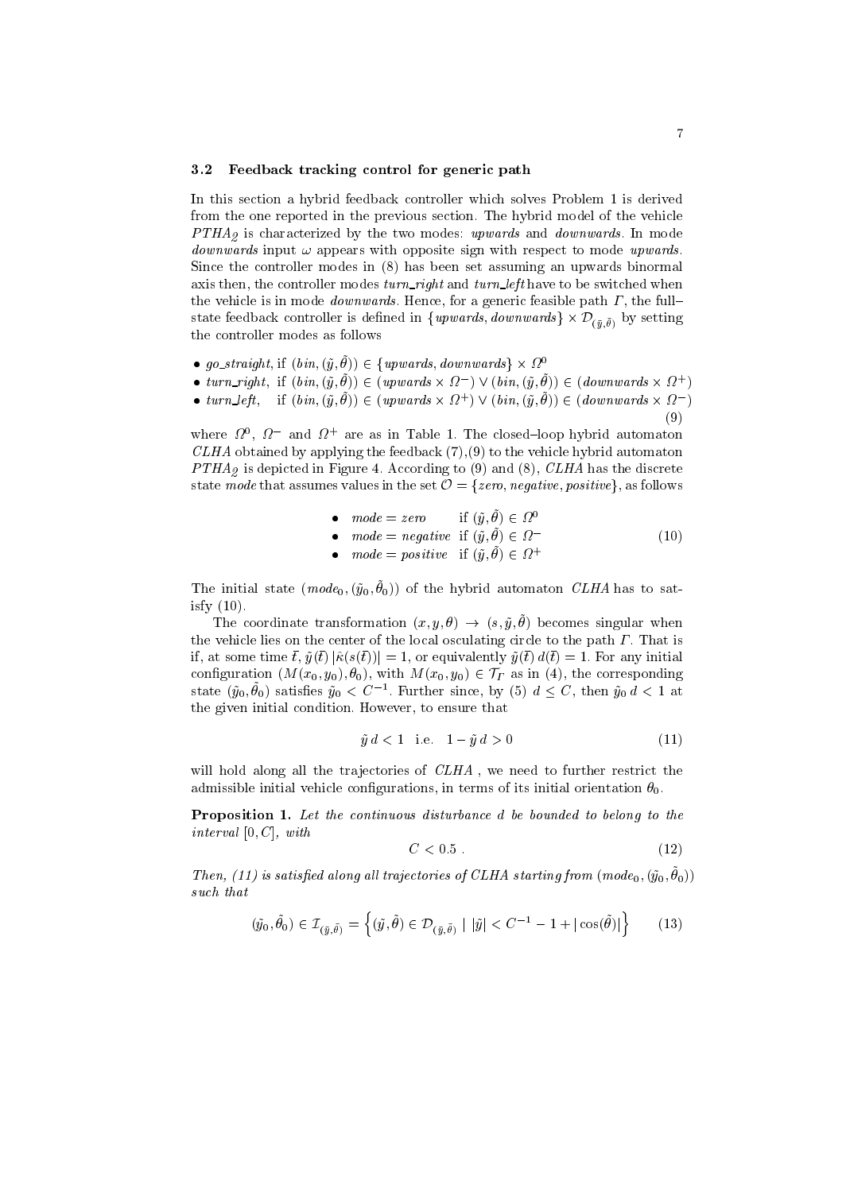### 3.2 Feedback tracking control for generic path

In this section a hybrid feedback controller which solves Problem 1 is derived from the one reported in the previous section. The hybrid model of the vehicle $PTHA_2$ is characterized by the two modes: *upwards* and *downwards*. In mode *downwards* input $\omega$ appears with opposite sign with respect to mode *upwards*. Since the controller modes in (8) has been set assuming an upwards binormal axis then, the controller modes *turn_right* and *turn_left* have to be switched when the vehicle is in mode *downwards*. Hence, for a generic feasible path $\Gamma$, the full–state feedback controller is defined in $\{upwards, downwards\} \times \mathcal{D}_{(\tilde{y},\tilde{\theta})}$ by setting the controller modes as follows

$$
\begin{array}{ll}
\bullet\ \textit{go\_straight}, \text{ if } (bin, (\tilde{y},\tilde{\theta})) \in \{upwards, downwards\} \times \Omega^0 & \\
\bullet\ \textit{turn\_right}, \text{ if } (bin, (\tilde{y},\tilde{\theta})) \in (upwards \times \Omega^-) \vee (bin, (\tilde{y},\tilde{\theta})) \in (downwards \times \Omega^+) & \\
\bullet\ \textit{turn\_left}, \quad \text{if } (bin, (\tilde{y},\tilde{\theta})) \in (upwards \times \Omega^+) \vee (bin, (\tilde{y},\tilde{\theta})) \in (downwards \times \Omega^-) & \\
& (9)
\end{array}
$$

where $\Omega^0$, $\Omega^-$ and $\Omega^+$ are as in Table 1. The closed–loop hybrid automaton *CLHA* obtained by applying the feedback (7),(9) to the vehicle hybrid automaton $PTHA_2$ is depicted in Figure 4. According to (9) and (8), *CLHA* has the discrete state *mode* that assumes values in the set $\mathcal{O} = \{zero, negative, positive\}$, as follows

$$
\begin{array}{ll}
\bullet\ \ mode = zero & \text{if } (\tilde{y},\tilde{\theta}) \in \Omega^0 \\
\bullet\ \ mode = negative & \text{if } (\tilde{y},\tilde{\theta}) \in \Omega^- \\
\bullet\ \ mode = positive & \text{if } (\tilde{y},\tilde{\theta}) \in \Omega^+
\end{array}
\qquad (10)
$$

The initial state $(mode_0, (\tilde{y}_0,\tilde{\theta}_0))$ of the hybrid automaton *CLHA* has to satisfy (10).

The coordinate transformation $(x, y, \theta) \to (s, \tilde{y}, \tilde{\theta})$ becomes singular when the vehicle lies on the center of the local osculating circle to the path $\Gamma$. That is if, at some time $\bar{t}$, $\tilde{y}(\bar{t})\,|\hat{\kappa}(s(\bar{t}))| = 1$, or equivalently $\tilde{y}(\bar{t})\,d(\bar{t}) = 1$. For any initial configuration $(M(x_0,y_0),\theta_0)$, with $M(x_0,y_0) \in \mathcal{T}_\Gamma$ as in (4), the corresponding state $(\tilde{y}_0,\tilde{\theta}_0)$ satisfies $\tilde{y}_0 < C^{-1}$. Further since, by (5) $d \leq C$, then $\tilde{y}_0\,d < 1$ at the given initial condition. However, to ensure that

$$
\tilde{y}\,d < 1 \quad \text{i.e.} \quad 1 - \tilde{y}\,d > 0 \tag{11}
$$

will hold along all the trajectories of *CLHA* , we need to further restrict the admissible initial vehicle configurations, in terms of its initial orientation $\theta_0$.

**Proposition 1.** *Let the continuous disturbance $d$ be bounded to belong to the interval $[0, C]$, with*

$$
C < 0.5\ . \tag{12}
$$

*Then, (11) is satisfied along all trajectories of CLHA starting from $(mode_0, (\tilde{y}_0,\tilde{\theta}_0))$ such that*

$$
(\tilde{y}_0,\tilde{\theta}_0) \in \mathcal{I}_{(\tilde{y},\tilde{\theta})} = \left\{ (\tilde{y},\tilde{\theta}) \in \mathcal{D}_{(\tilde{y},\tilde{\theta})} \mid |\tilde{y}| < C^{-1} - 1 + |\cos(\tilde{\theta})| \right\} \tag{13}
$$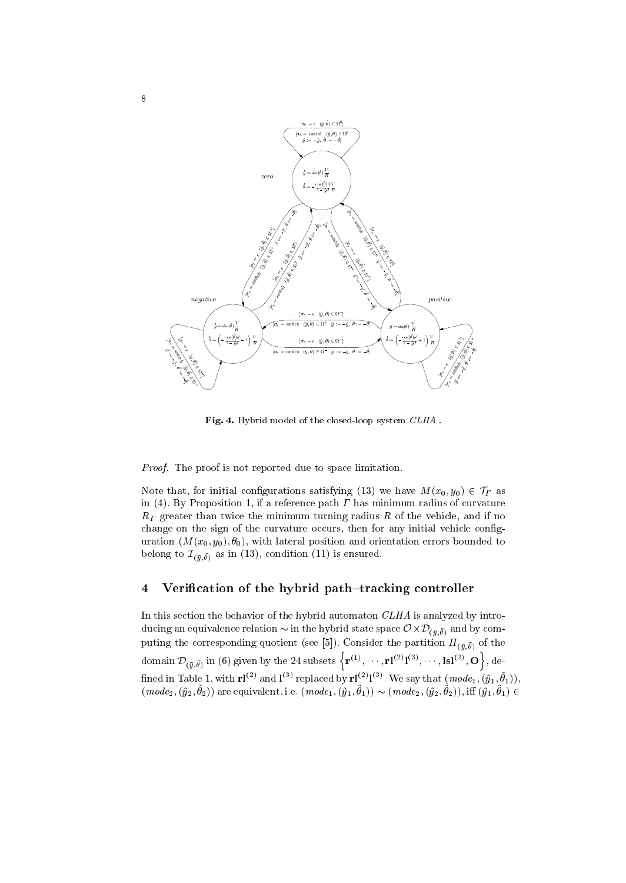**Fig. 4.** Hybrid model of the closed-loop system *CLHA* .

*Proof.* The proof is not reported due to space limitation.

Note that, for initial configurations satisfying (13) we have $M(x_0, y_0) \in \mathcal{T}_\Gamma$ as in (4). By Proposition 1, if a reference path $\Gamma$ has minimum radius of curvature $R_\Gamma$ greater than twice the minimum turning radius $R$ of the vehicle, and if no change on the sign of the curvature occurs, then for any initial vehicle configuration $(M(x_0, y_0), \theta_0)$, with lateral position and orientation errors bounded to belong to $\mathcal{I}_{(\tilde{y},\tilde{\theta})}$ as in (13), condition (11) is ensured.

## 4 Verification of the hybrid path–tracking controller

In this section the behavior of the hybrid automaton *CLHA* is analyzed by introducing an equivalence relation $\sim$ in the hybrid state space $\mathcal{O} \times \mathcal{D}_{(\tilde{y},\tilde{\theta})}$ and by computing the corresponding quotient (see [5]). Consider the partition $\Pi_{(\tilde{y},\tilde{\theta})}$ of the domain $\mathcal{D}_{(\tilde{y},\tilde{\theta})}$ in (6) given by the 24 subsets $\left\{\mathbf{r}^{(1)}, \cdots, \mathbf{rl}^{(2)}\mathbf{l}^{(3)}, \cdots, \mathbf{lsl}^{(2)}, \mathbf{O}\right\}$, defined in Table 1, with $\mathbf{rl}^{(2)}$ and $\mathbf{l}^{(3)}$ replaced by $\mathbf{rl}^{(2)}\mathbf{l}^{(3)}$. We say that $(mode_1, (\tilde{y}_1, \hat{\theta}_1))$, $(mode_2, (\tilde{y}_2, \hat{\theta}_2))$ are equivalent, i.e. $(mode_1, (\tilde{y}_1, \hat{\theta}_1)) \sim (mode_2, (\tilde{y}_2, \hat{\theta}_2))$, iff $(\tilde{y}_1, \hat{\theta}_1) \in$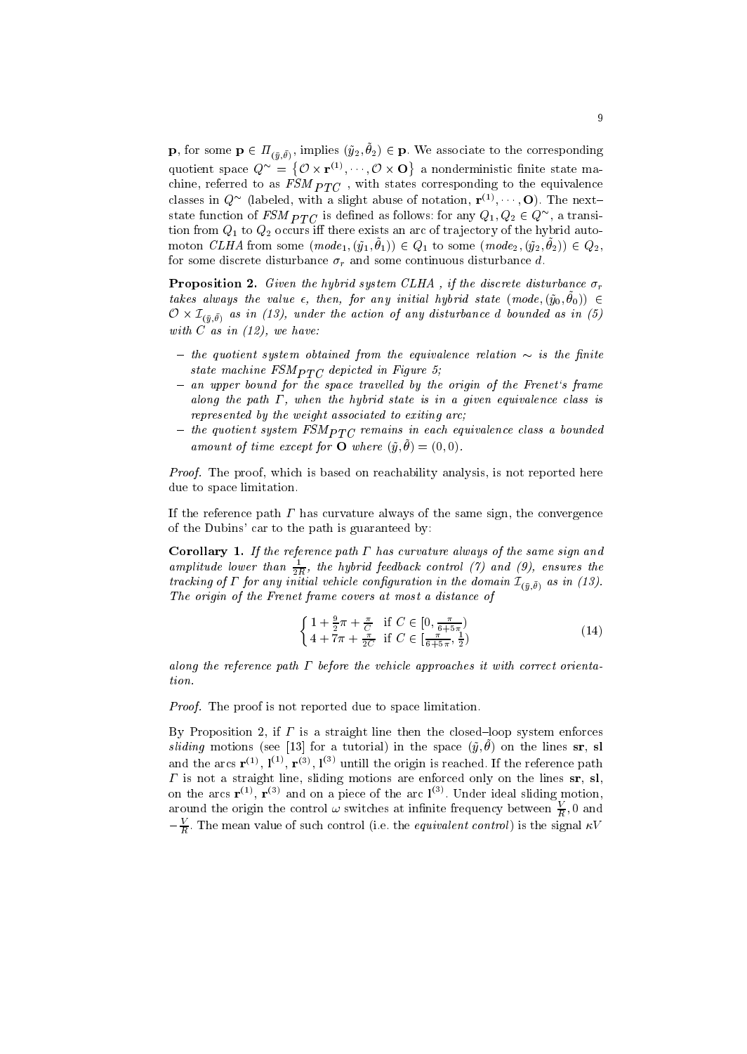$\mathbf{p}$, for some $\mathbf{p} \in \Pi_{(\tilde{y},\tilde{\theta})}$, implies $(\tilde{y}_2, \tilde{\theta}_2) \in \mathbf{p}$. We associate to the corresponding quotient space $Q^{\sim} = \{\mathcal{O} \times \mathbf{r}^{(1)}, \cdots, \mathcal{O} \times \mathbf{O}\}$ a nonderministic finite state machine, referred to as $FSM_{PTC}$ , with states corresponding to the equivalence classes in $Q^{\sim}$ (labeled, with a slight abuse of notation, $\mathbf{r}^{(1)}, \cdots, \mathbf{O}$). The next–state function of $FSM_{PTC}$ is defined as follows: for any $Q_1, Q_2 \in Q^{\sim}$, a transition from $Q_1$ to $Q_2$ occurs iff there exists an arc of trajectory of the hybrid automoton *CLHA* from some $(mode_1, (\tilde{y}_1, \tilde{\theta}_1)) \in Q_1$ to some $(mode_2, (\tilde{y}_2, \tilde{\theta}_2)) \in Q_2$, for some discrete disturbance $\sigma_r$ and some continuous disturbance $d$.

**Proposition 2.** *Given the hybrid system CLHA , if the discrete disturbance $\sigma_r$ takes always the value $\epsilon$, then, for any initial hybrid state $(mode, (\tilde{y}_0, \tilde{\theta}_0)) \in \mathcal{O} \times \mathcal{I}_{(\tilde{y},\tilde{\theta})}$ as in (13), under the action of any disturbance $d$ bounded as in (5) with $C$ as in (12), we have:*

- *the quotient system obtained from the equivalence relation $\sim$ is the finite state machine $FSM_{PTC}$ depicted in Figure 5;*
- *an upper bound for the space travelled by the origin of the Frenet's frame along the path $\Gamma$, when the hybrid state is in a given equivalence class is represented by the weight associated to exiting arc;*
- *the quotient system $FSM_{PTC}$ remains in each equivalence class a bounded amount of time except for $\mathbf{O}$ where $(\tilde{y}, \tilde{\theta}) = (0, 0)$.*

*Proof.* The proof, which is based on reachability analysis, is not reported here due to space limitation.

If the reference path $\Gamma$ has curvature always of the same sign, the convergence of the Dubins' car to the path is guaranteed by:

**Corollary 1.** *If the reference path $\Gamma$ has curvature always of the same sign and amplitude lower than $\frac{1}{2R}$, the hybrid feedback control (7) and (9), ensures the tracking of $\Gamma$ for any initial vehicle configuration in the domain $\mathcal{I}_{(\tilde{y},\tilde{\theta})}$ as in (13). The origin of the Frenet frame covers at most a distance of*

$$\begin{cases} 1 + \frac{9}{2}\pi + \frac{\pi}{C} & \text{if } C \in [0, \frac{\pi}{6+5\pi}) \\ 4 + 7\pi + \frac{\pi}{2C} & \text{if } C \in [\frac{\pi}{6+5\pi}, \frac{1}{2}) \end{cases} \tag{14}$$

*along the reference path $\Gamma$ before the vehicle approaches it with correct orientation.*

*Proof.* The proof is not reported due to space limitation.

By Proposition 2, if $\Gamma$ is a straight line then the closed–loop system enforces *sliding* motions (see [13] for a tutorial) in the space $(\tilde{y}, \tilde{\theta})$ on the lines $\mathbf{sr}$, $\mathbf{sl}$ and the arcs $\mathbf{r}^{(1)}$, $\mathbf{l}^{(1)}$, $\mathbf{r}^{(3)}$, $\mathbf{l}^{(3)}$ untill the origin is reached. If the reference path $\Gamma$ is not a straight line, sliding motions are enforced only on the lines $\mathbf{sr}$, $\mathbf{sl}$, on the arcs $\mathbf{r}^{(1)}$, $\mathbf{r}^{(3)}$ and on a piece of the arc $\mathbf{l}^{(3)}$. Under ideal sliding motion, around the origin the control $\omega$ switches at infinite frequency between $\frac{V}{R}, 0$ and $-\frac{V}{R}$. The mean value of such control (i.e. the *equivalent control*) is the signal $\kappa V$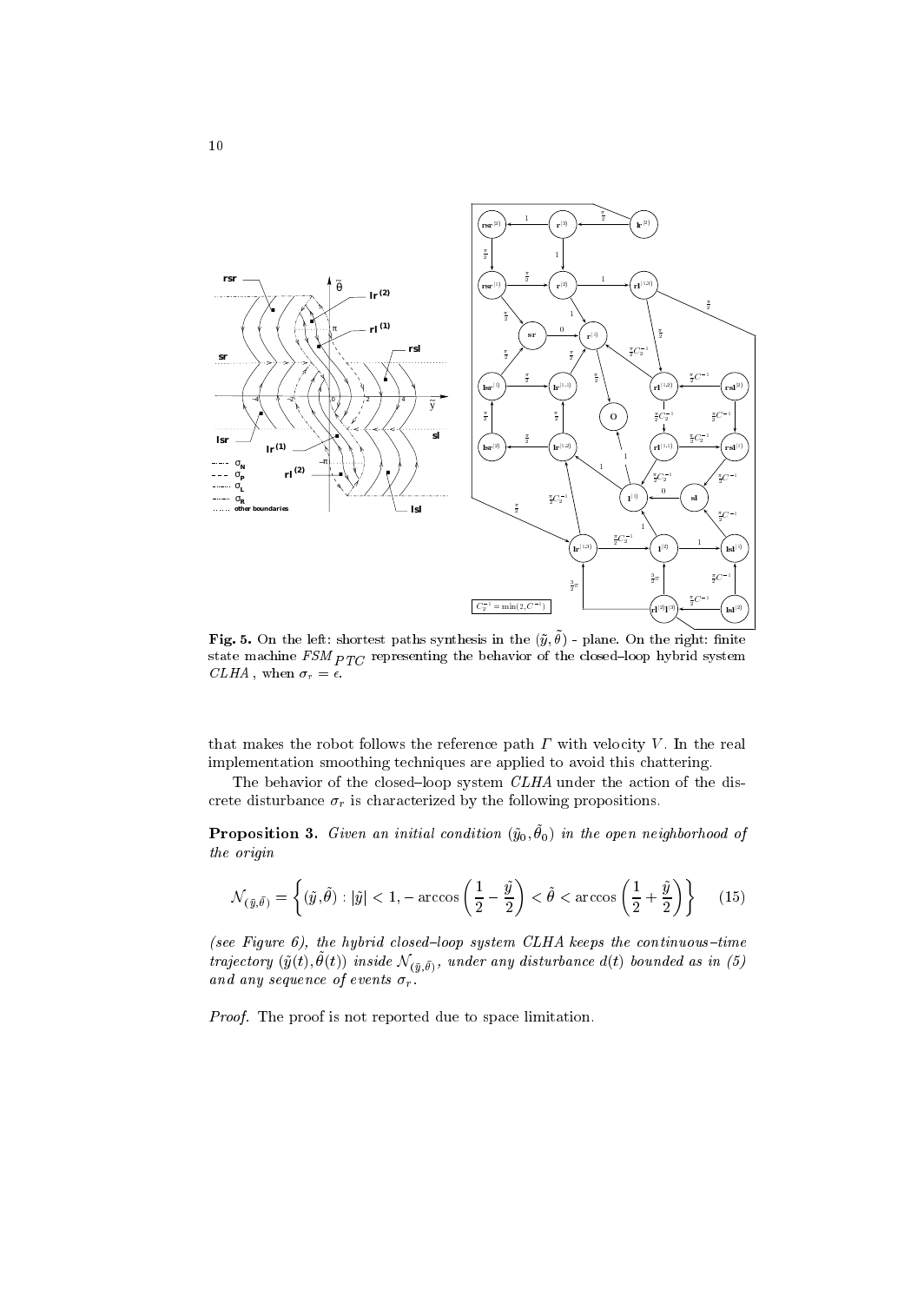**Fig. 5.** On the left: shortest paths synthesis in the $(\tilde{y}, \tilde{\theta})$ - plane. On the right: finite state machine $FSM_{PTC}$ representing the behavior of the closed–loop hybrid system $CLHA$, when $\sigma_r = \epsilon$.

that makes the robot follows the reference path $\Gamma$ with velocity $V$. In the real implementation smoothing techniques are applied to avoid this chattering.

The behavior of the closed–loop system $CLHA$ under the action of the discrete disturbance $\sigma_r$ is characterized by the following propositions.

**Proposition 3.** *Given an initial condition $(\tilde{y}_0, \tilde{\theta}_0)$ in the open neighborhood of the origin*

$$\mathcal{N}_{(\tilde{y}, \tilde{\theta})} = \left\{ (\tilde{y}, \tilde{\theta}) : |\tilde{y}| < 1, -\arccos\left(\frac{1}{2} - \frac{\tilde{y}}{2}\right) < \tilde{\theta} < \arccos\left(\frac{1}{2} + \frac{\tilde{y}}{2}\right) \right\} \quad (15)$$

*(see Figure 6), the hybrid closed–loop system CLHA keeps the continuous–time trajectory $(\tilde{y}(t), \tilde{\theta}(t))$ inside $\mathcal{N}_{(\tilde{y}, \tilde{\theta})}$, under any disturbance $d(t)$ bounded as in (5) and any sequence of events $\sigma_r$.*

*Proof.* The proof is not reported due to space limitation.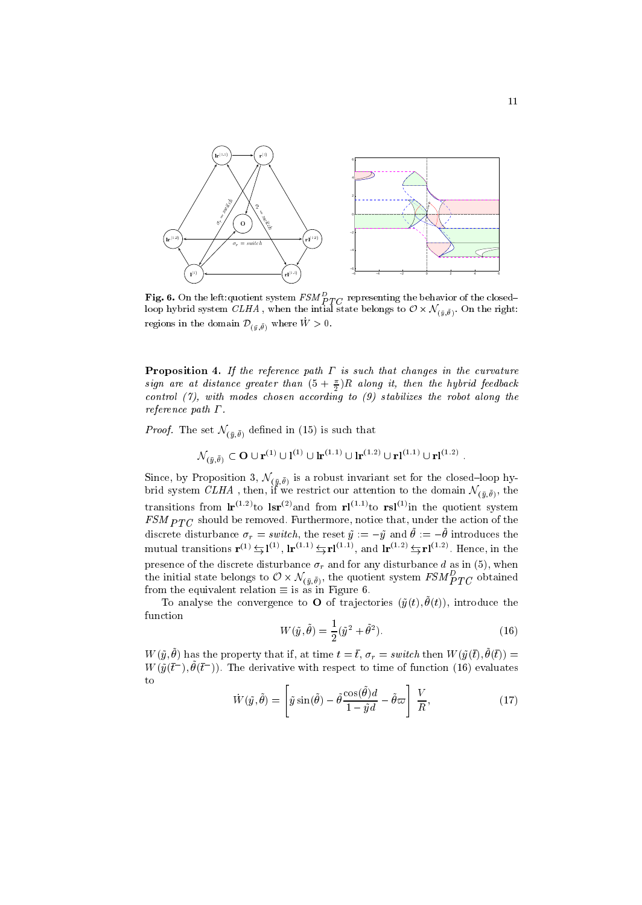**Fig. 6.** On the left:quotient system $FSM^D_{PTC}$ representing the behavior of the closed–loop hybrid system *CLHA* , when the intial state belongs to $\mathcal{O} \times \mathcal{N}_{(\bar{y},\bar{\theta})}$. On the right: regions in the domain $\mathcal{D}_{(\tilde{y},\tilde{\theta})}$ where $\dot{W} > 0$.

**Proposition 4.** *If the reference path Γ is such that changes in the curvature sign are at distance greater than* $(5 + \frac{\pi}{2})R$ *along it, then the hybrid feedback control (7), with modes chosen according to (9) stabilizes the robot along the reference path Γ.*

*Proof.* The set $\mathcal{N}_{(\bar{y},\bar{\theta})}$ defined in (15) is such that

$$\mathcal{N}_{(\bar{y},\bar{\theta})} \subset \mathbf{O} \cup \mathbf{r}^{(1)} \cup \mathbf{l}^{(1)} \cup \mathbf{lr}^{(1.1)} \cup \mathbf{lr}^{(1.2)} \cup \mathbf{rl}^{(1.1)} \cup \mathbf{rl}^{(1.2)} .$$

Since, by Proposition 3, $\mathcal{N}_{(\bar{y},\bar{\theta})}$ is a robust invariant set for the closed–loop hybrid system *CLHA* , then, if we restrict our attention to the domain $\mathcal{N}_{(\bar{y},\bar{\theta})}$, the transitions from $\mathbf{lr}^{(1.2)}$to $\mathbf{lsr}^{(2)}$and from $\mathbf{rl}^{(1.1)}$to $\mathbf{rsl}^{(1)}$in the quotient system $FSM_{PTC}$ should be removed. Furthermore, notice that, under the action of the discrete disturbance $\sigma_r = switch$, the reset $\tilde{y} := -\tilde{y}$ and $\tilde{\theta} := -\tilde{\theta}$ introduces the mutual transitions $\mathbf{r}^{(1)} \leftrightarrows \mathbf{l}^{(1)}$, $\mathbf{lr}^{(1.1)} \leftrightarrows \mathbf{rl}^{(1.1)}$, and $\mathbf{lr}^{(1.2)} \leftrightarrows \mathbf{rl}^{(1.2)}$. Hence, in the presence of the discrete disturbance $\sigma_r$ and for any disturbance $d$ as in (5), when the initial state belongs to $\mathcal{O} \times \mathcal{N}_{(\bar{y},\bar{\theta})}$, the quotient system $FSM^D_{PTC}$ obtained from the equivalent relation $\equiv$ is as in Figure 6.

To analyse the convergence to $\mathbf{O}$ of trajectories $(\tilde{y}(t), \tilde{\theta}(t))$, introduce the function

$$W(\tilde{y}, \tilde{\theta}) = \frac{1}{2}(\tilde{y}^2 + \tilde{\theta}^2). \tag{16}$$

$W(\tilde{y}, \tilde{\theta})$ has the property that if, at time $t = \bar{t}$, $\sigma_r = switch$ then $W(\tilde{y}(\bar{t}), \tilde{\theta}(\bar{t})) = W(\tilde{y}(\bar{t}^-), \tilde{\theta}(\bar{t}^-))$. The derivative with respect to time of function (16) evaluates to

$$\dot{W}(\tilde{y}, \tilde{\theta}) = \left[\tilde{y}\sin(\tilde{\theta}) - \tilde{\theta}\frac{\cos(\tilde{\theta})d}{1 - \tilde{y}d} - \tilde{\theta}\varpi\right]\frac{V}{R}, \tag{17}$$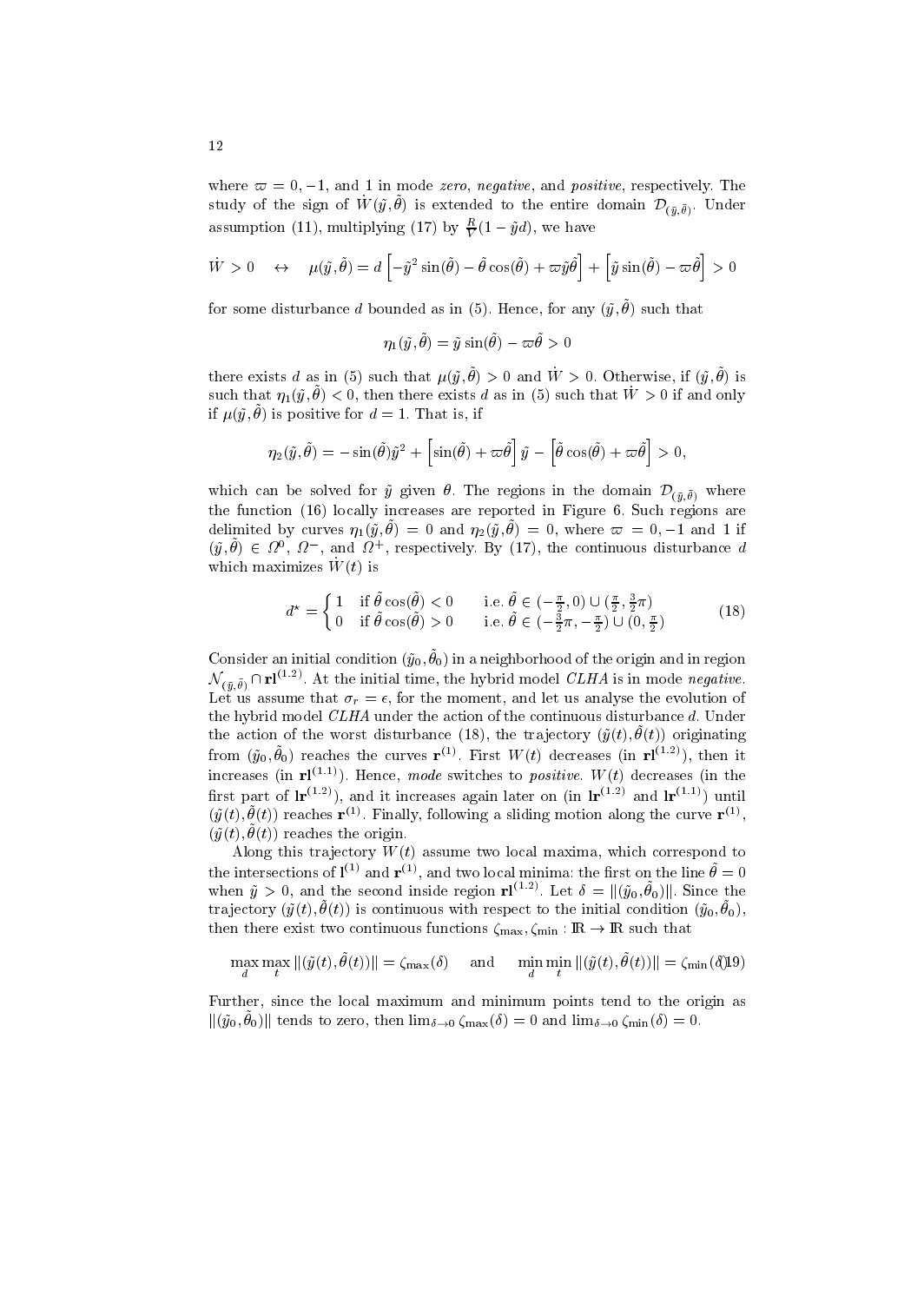where $\varpi = 0, -1$, and 1 in mode *zero*, *negative*, and *positive*, respectively. The study of the sign of $\dot{W}(\tilde{y}, \tilde{\theta})$ is extended to the entire domain $\mathcal{D}_{(\tilde{y},\tilde{\theta})}$. Under assumption (11), multiplying (17) by $\frac{R}{V}(1 - \tilde{y}d)$, we have

$$\dot{W} > 0 \quad \leftrightarrow \quad \mu(\tilde{y}, \tilde{\theta}) = d\left[-\tilde{y}^2 \sin(\tilde{\theta}) - \tilde{\theta}\cos(\tilde{\theta}) + \varpi\tilde{y}\tilde{\theta}\right] + \left[\tilde{y}\sin(\tilde{\theta}) - \varpi\tilde{\theta}\right] > 0$$

for some disturbance $d$ bounded as in (5). Hence, for any $(\tilde{y}, \tilde{\theta})$ such that

$$\eta_1(\tilde{y}, \tilde{\theta}) = \tilde{y}\sin(\tilde{\theta}) - \varpi\tilde{\theta} > 0$$

there exists $d$ as in (5) such that $\mu(\tilde{y}, \tilde{\theta}) > 0$ and $\dot{W} > 0$. Otherwise, if $(\tilde{y}, \tilde{\theta})$ is such that $\eta_1(\tilde{y}, \tilde{\theta}) < 0$, then there exists $d$ as in (5) such that $\dot{W} > 0$ if and only if $\mu(\tilde{y}, \tilde{\theta})$ is positive for $d = 1$. That is, if

$$\eta_2(\tilde{y}, \tilde{\theta}) = -\sin(\tilde{\theta})\tilde{y}^2 + \left[\sin(\tilde{\theta}) + \varpi\tilde{\theta}\right]\tilde{y} - \left[\tilde{\theta}\cos(\tilde{\theta}) + \varpi\tilde{\theta}\right] > 0,$$

which can be solved for $\tilde{y}$ given $\theta$. The regions in the domain $\mathcal{D}_{(\tilde{y},\tilde{\theta})}$ where the function (16) locally increases are reported in Figure 6. Such regions are delimited by curves $\eta_1(\tilde{y}, \tilde{\theta}) = 0$ and $\eta_2(\tilde{y}, \tilde{\theta}) = 0$, where $\varpi = 0, -1$ and 1 if $(\tilde{y}, \tilde{\theta}) \in \Omega^0$, $\Omega^-$, and $\Omega^+$, respectively. By (17), the continuous disturbance $d$ which maximizes $\dot{W}(t)$ is

$$d^\star = \begin{cases} 1 & \text{if } \tilde{\theta}\cos(\tilde{\theta}) < 0 \qquad \text{i.e. } \tilde{\theta} \in (-\frac{\pi}{2}, 0) \cup (\frac{\pi}{2}, \frac{3}{2}\pi) \\ 0 & \text{if } \tilde{\theta}\cos(\tilde{\theta}) > 0 \qquad \text{i.e. } \tilde{\theta} \in (-\frac{3}{2}\pi, -\frac{\pi}{2}) \cup (0, \frac{\pi}{2}) \end{cases} \tag{18}$$

Consider an initial condition $(\tilde{y}_0, \tilde{\theta}_0)$ in a neighborhood of the origin and in region $\mathcal{N}_{(\tilde{y},\tilde{\theta})} \cap \mathbf{rl}^{(1.2)}$. At the initial time, the hybrid model *CLHA* is in mode *negative*. Let us assume that $\sigma_r = \epsilon$, for the moment, and let us analyse the evolution of the hybrid model *CLHA* under the action of the continuous disturbance $d$. Under the action of the worst disturbance (18), the trajectory $(\tilde{y}(t), \tilde{\theta}(t))$ originating from $(\tilde{y}_0, \tilde{\theta}_0)$ reaches the curves $\mathbf{r}^{(1)}$. First $W(t)$ decreases (in $\mathbf{rl}^{(1.2)}$), then it increases (in $\mathbf{rl}^{(1.1)}$). Hence, *mode* switches to *positive*. $W(t)$ decreases (in the first part of $\mathbf{lr}^{(1.2)}$), and it increases again later on (in $\mathbf{lr}^{(1.2)}$ and $\mathbf{lr}^{(1.1)}$) until $(\tilde{y}(t), \tilde{\theta}(t))$ reaches $\mathbf{r}^{(1)}$. Finally, following a sliding motion along the curve $\mathbf{r}^{(1)}$, $(\tilde{y}(t), \tilde{\theta}(t))$ reaches the origin.

Along this trajectory $W(t)$ assume two local maxima, which correspond to the intersections of $\mathbf{l}^{(1)}$ and $\mathbf{r}^{(1)}$, and two local minima: the first on the line $\tilde{\theta} = 0$ when $\tilde{y} > 0$, and the second inside region $\mathbf{rl}^{(1.2)}$. Let $\delta = \|(\tilde{y}_0, \tilde{\theta}_0)\|$. Since the trajectory $(\tilde{y}(t), \tilde{\theta}(t))$ is continuous with respect to the initial condition $(\tilde{y}_0, \tilde{\theta}_0)$, then there exist two continuous functions $\zeta_{\max}, \zeta_{\min} : \mathbb{R} \to \mathbb{R}$ such that

$$\max_d \max_t \|(\tilde{y}(t), \tilde{\theta}(t))\| = \zeta_{\max}(\delta) \quad \text{ and } \quad \min_d \min_t \|(\tilde{y}(t), \tilde{\theta}(t))\| = \zeta_{\min}(\delta) \tag{19}$$

Further, since the local maximum and minimum points tend to the origin as $\|(\tilde{y}_0, \tilde{\theta}_0)\|$ tends to zero, then $\lim_{\delta\to 0} \zeta_{\max}(\delta) = 0$ and $\lim_{\delta\to 0} \zeta_{\min}(\delta) = 0$.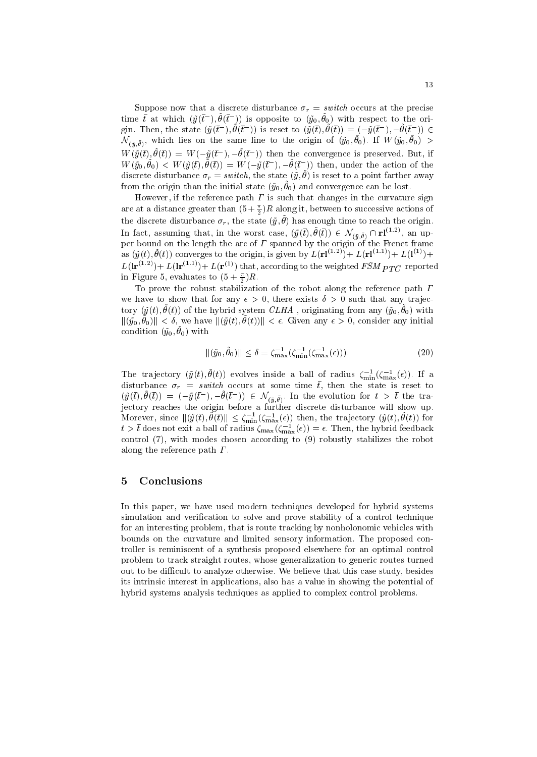Suppose now that a discrete disturbance $\sigma_r = switch$ occurs at the precise time $\bar{t}$ at which $(\tilde{y}(\bar{t}^-), \tilde{\theta}(\bar{t}^-))$ is opposite to $(\tilde{y}_0, \tilde{\theta}_0)$ with respect to the origin. Then, the state $(\tilde{y}(\bar{t}^-), \tilde{\theta}(\bar{t}^-))$ is reset to $(\tilde{y}(\bar{t}), \tilde{\theta}(\bar{t})) = (-\tilde{y}(\bar{t}^-), -\tilde{\theta}(\bar{t}^-)) \in \mathcal{N}_{(\bar{y},\bar{\theta})}$, which lies on the same line to the origin of $(\tilde{y}_0, \tilde{\theta}_0)$. If $W(\tilde{y}_0, \tilde{\theta}_0) > W(\tilde{y}(\bar{t}), \tilde{\theta}(\bar{t})) = W(-\tilde{y}(\bar{t}^-), -\tilde{\theta}(\bar{t}^-))$ then the convergence is preserved. But, if $W(\tilde{y}_0, \tilde{\theta}_0) < W(\tilde{y}(\bar{t}), \tilde{\theta}(\bar{t})) = W(-\tilde{y}(\bar{t}^-), -\tilde{\theta}(\bar{t}^-))$ then, under the action of the discrete disturbance $\sigma_r = switch$, the state $(\tilde{y}, \tilde{\theta})$ is reset to a point farther away from the origin than the initial state $(\tilde{y}_0, \tilde{\theta}_0)$ and convergence can be lost.

However, if the reference path $\Gamma$ is such that changes in the curvature sign are at a distance greater than $(5 + \frac{\pi}{2})R$ along it, between to successive actions of the discrete disturbance $\sigma_r$, the state $(\tilde{y}, \tilde{\theta})$ has enough time to reach the origin. In fact, assuming that, in the worst case, $(\tilde{y}(\bar{t}), \tilde{\theta}(\bar{t})) \in \mathcal{N}_{(\bar{y},\bar{\theta})} \cap \mathbf{rl}^{(1.2)}$, an upper bound on the length the arc of $\Gamma$ spanned by the origin of the Frenet frame as $(\tilde{y}(t), \tilde{\theta}(t))$ converges to the origin, is given by $L(\mathbf{rl}^{(1.2)}) + L(\mathbf{rl}^{(1.1)}) + L(\mathbf{l}^{(1)}) + L(\mathbf{lr}^{(1.2)}) + L(\mathbf{lr}^{(1.1)}) + L(\mathbf{r}^{(1)})$ that, according to the weighted $FSM_{PTC}$ reported in Figure 5, evaluates to $(5 + \frac{\pi}{2})R$.

To prove the robust stabilization of the robot along the reference path $\Gamma$ we have to show that for any $\epsilon > 0$, there exists $\delta > 0$ such that any trajectory $(\tilde{y}(t), \tilde{\theta}(t))$ of the hybrid system *CLHA* , originating from any $(\tilde{y}_0, \tilde{\theta}_0)$ with $\|(\tilde{y}_0, \tilde{\theta}_0)\| < \delta$, we have $\|(\tilde{y}(t), \tilde{\theta}(t))\| < \epsilon$. Given any $\epsilon > 0$, consider any initial condition $(\tilde{y}_0, \tilde{\theta}_0)$ with

$$\|(\tilde{y}_0, \tilde{\theta}_0)\| \leq \delta = \zeta_{\max}^{-1}(\zeta_{\min}^{-1}(\zeta_{\max}^{-1}(\epsilon))). \tag{20}$$

The trajectory $(\tilde{y}(t), \tilde{\theta}(t))$ evolves inside a ball of radius $\zeta_{\min}^{-1}(\zeta_{\max}^{-1}(\epsilon))$. If a disturbance $\sigma_r = switch$ occurs at some time $\bar{t}$, then the state is reset to $(\tilde{y}(\bar{t}), \tilde{\theta}(\bar{t})) = (-\tilde{y}(\bar{t}^-), -\tilde{\theta}(\bar{t}^-)) \in \mathcal{N}_{(\bar{y},\bar{\theta})}$. In the evolution for $t > \bar{t}$ the trajectory reaches the origin before a further discrete disturbance will show up. Morever, since $\|(\tilde{y}(\bar{t}), \tilde{\theta}(\bar{t})\| \leq \zeta_{\min}^{-1}(\zeta_{\max}^{-1}(\epsilon))$ then, the trajectory $(\tilde{y}(t), \tilde{\theta}(t))$ for $t > \bar{t}$ does not exit a ball of radius $\zeta_{\max}(\zeta_{\max}^{-1}(\epsilon)) = \epsilon$. Then, the hybrid feedback control (7), with modes chosen according to (9) robustly stabilizes the robot along the reference path $\Gamma$.

## 5 Conclusions

In this paper, we have used modern techniques developed for hybrid systems simulation and verification to solve and prove stability of a control technique for an interesting problem, that is route tracking by nonholonomic vehicles with bounds on the curvature and limited sensory information. The proposed controller is reminiscent of a synthesis proposed elsewhere for an optimal control problem to track straight routes, whose generalization to generic routes turned out to be difficult to analyze otherwise. We believe that this case study, besides its intrinsic interest in applications, also has a value in showing the potential of hybrid systems analysis techniques as applied to complex control problems.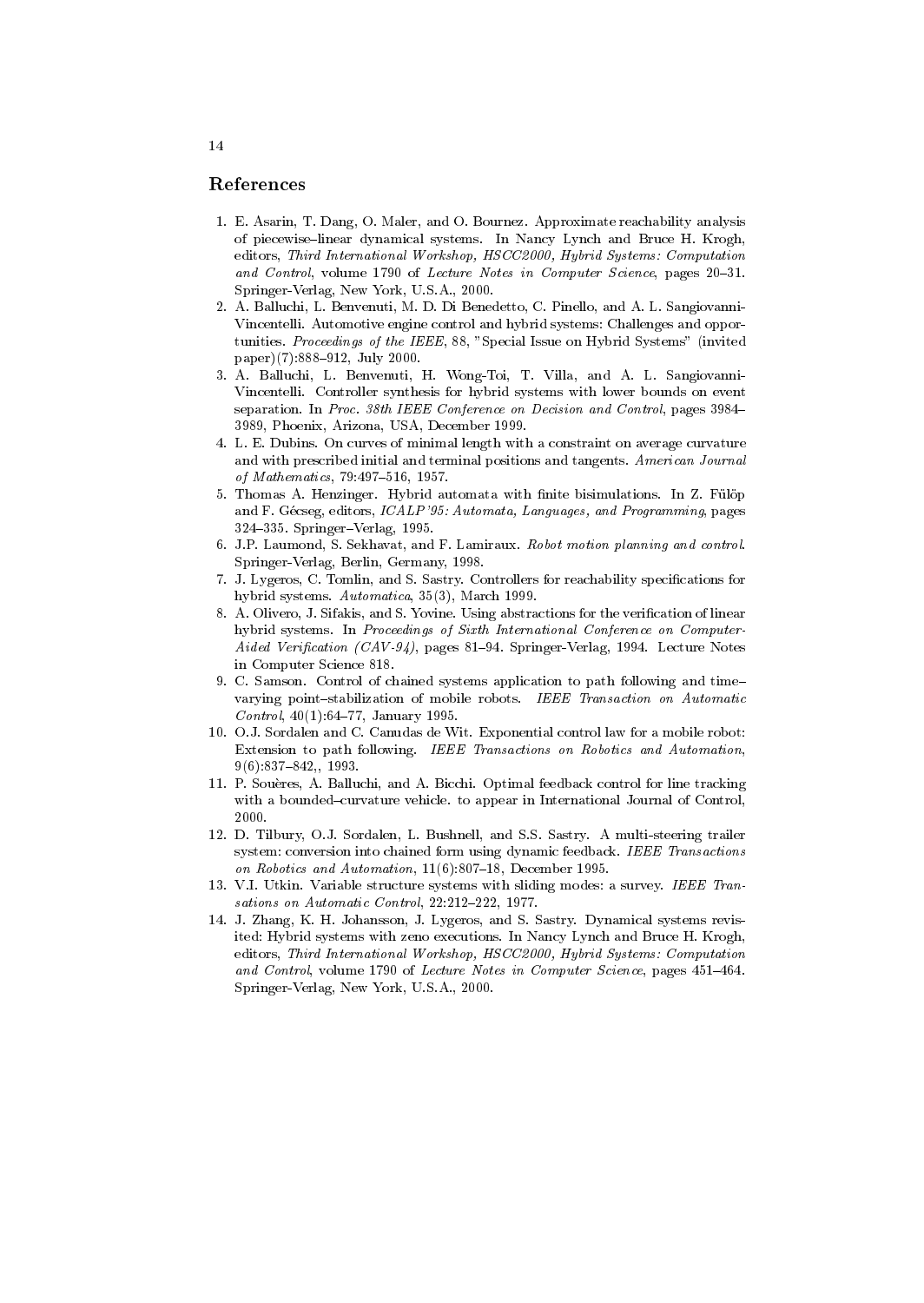## References

1. E. Asarin, T. Dang, O. Maler, and O. Bournez. Approximate reachability analysis of piecewise–linear dynamical systems. In Nancy Lynch and Bruce H. Krogh, editors, *Third International Workshop, HSCC2000, Hybrid Systems: Computation and Control*, volume 1790 of *Lecture Notes in Computer Science*, pages 20–31. Springer-Verlag, New York, U.S.A., 2000.
2. A. Balluchi, L. Benvenuti, M. D. Di Benedetto, C. Pinello, and A. L. Sangiovanni-Vincentelli. Automotive engine control and hybrid systems: Challenges and opportunities. *Proceedings of the IEEE*, 88, "Special Issue on Hybrid Systems" (invited paper)(7):888–912, July 2000.
3. A. Balluchi, L. Benvenuti, H. Wong-Toi, T. Villa, and A. L. Sangiovanni-Vincentelli. Controller synthesis for hybrid systems with lower bounds on event separation. In *Proc. 38th IEEE Conference on Decision and Control*, pages 3984–3989, Phoenix, Arizona, USA, December 1999.
4. L. E. Dubins. On curves of minimal length with a constraint on average curvature and with prescribed initial and terminal positions and tangents. *American Journal of Mathematics*, 79:497–516, 1957.
5. Thomas A. Henzinger. Hybrid automata with finite bisimulations. In Z. Fülöp and F. Gécseg, editors, *ICALP'95: Automata, Languages, and Programming*, pages 324–335. Springer–Verlag, 1995.
6. J.P. Laumond, S. Sekhavat, and F. Lamiraux. *Robot motion planning and control*. Springer-Verlag, Berlin, Germany, 1998.
7. J. Lygeros, C. Tomlin, and S. Sastry. Controllers for reachability specifications for hybrid systems. *Automatica*, 35(3), March 1999.
8. A. Olivero, J. Sifakis, and S. Yovine. Using abstractions for the verification of linear hybrid systems. In *Proceedings of Sixth International Conference on Computer-Aided Verification (CAV-94)*, pages 81–94. Springer-Verlag, 1994. Lecture Notes in Computer Science 818.
9. C. Samson. Control of chained systems application to path following and time–varying point–stabilization of mobile robots. *IEEE Transaction on Automatic Control*, 40(1):64–77, January 1995.
10. O.J. Sordalen and C. Canudas de Wit. Exponential control law for a mobile robot: Extension to path following. *IEEE Transactions on Robotics and Automation*, 9(6):837–842,, 1993.
11. P. Souères, A. Balluchi, and A. Bicchi. Optimal feedback control for line tracking with a bounded–curvature vehicle. to appear in International Journal of Control, 2000.
12. D. Tilbury, O.J. Sordalen, L. Bushnell, and S.S. Sastry. A multi-steering trailer system: conversion into chained form using dynamic feedback. *IEEE Transactions on Robotics and Automation*, 11(6):807–18, December 1995.
13. V.I. Utkin. Variable structure systems with sliding modes: a survey. *IEEE Transations on Automatic Control*, 22:212–222, 1977.
14. J. Zhang, K. H. Johansson, J. Lygeros, and S. Sastry. Dynamical systems revisited: Hybrid systems with zeno executions. In Nancy Lynch and Bruce H. Krogh, editors, *Third International Workshop, HSCC2000, Hybrid Systems: Computation and Control*, volume 1790 of *Lecture Notes in Computer Science*, pages 451–464. Springer-Verlag, New York, U.S.A., 2000.